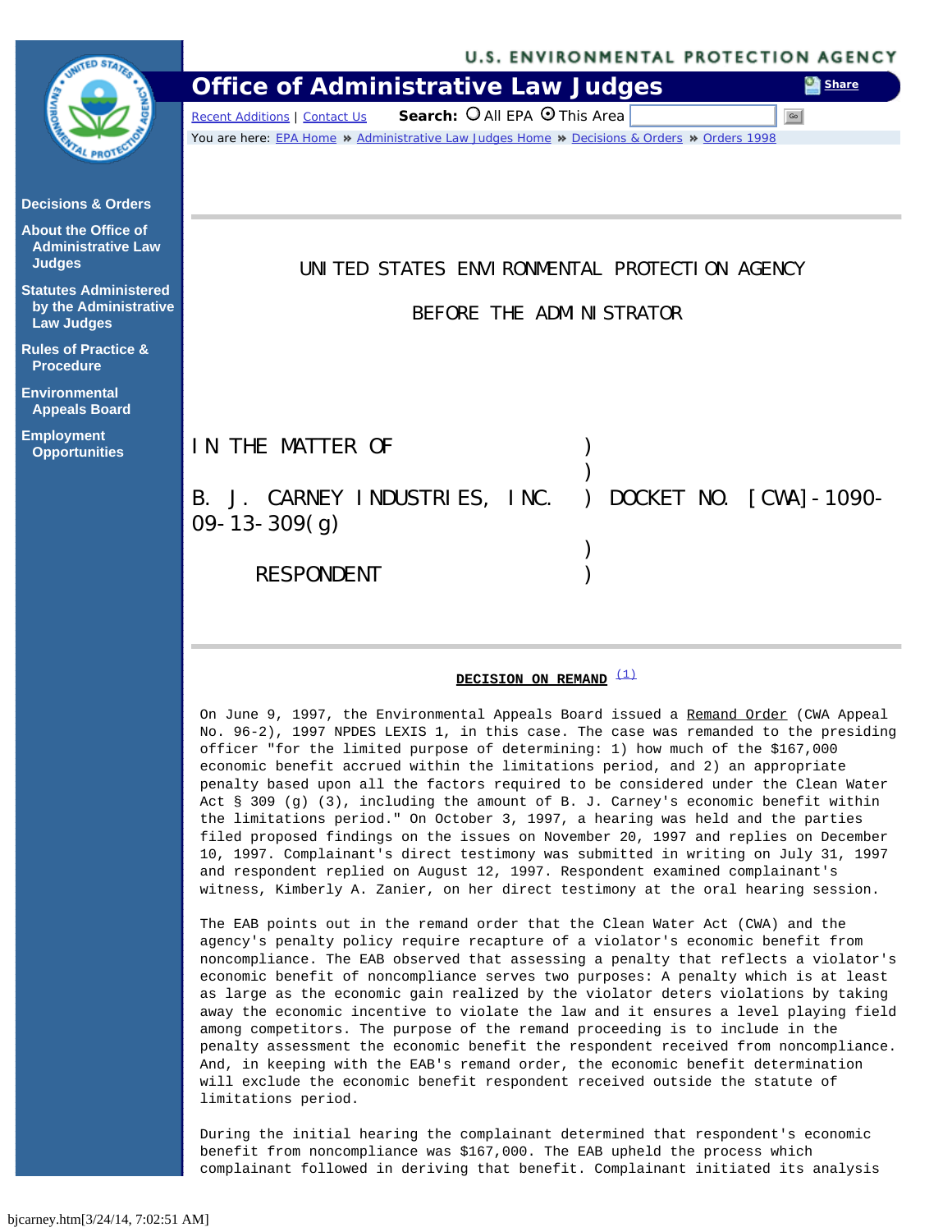UNITED STATES ENVIRONMENTAL PROTECTION AGENCY

BEFORE THE ADMINISTRATOR

IN THE MATTER OF )
)
B. J. CARNEY INDUSTRIES, INC. ) DOCKET NO. [CWA]-1090-09-13-309(g)
)
RESPONDENT )

**DECISION ON REMAND** [(1)]

On June 9, 1997, the Environmental Appeals Board issued a Remand Order (CWA Appeal No. 96-2), 1997 NPDES LEXIS 1, in this case. The case was remanded to the presiding officer "for the limited purpose of determining: 1) how much of the $167,000 economic benefit accrued within the limitations period, and 2) an appropriate penalty based upon all the factors required to be considered under the Clean Water Act § 309 (g) (3), including the amount of B. J. Carney's economic benefit within the limitations period." On October 3, 1997, a hearing was held and the parties filed proposed findings on the issues on November 20, 1997 and replies on December 10, 1997. Complainant's direct testimony was submitted in writing on July 31, 1997 and respondent replied on August 12, 1997. Respondent examined complainant's witness, Kimberly A. Zanier, on her direct testimony at the oral hearing session.

The EAB points out in the remand order that the Clean Water Act (CWA) and the agency's penalty policy require recapture of a violator's economic benefit from noncompliance. The EAB observed that assessing a penalty that reflects a violator's economic benefit of noncompliance serves two purposes: A penalty which is at least as large as the economic gain realized by the violator deters violations by taking away the economic incentive to violate the law and it ensures a level playing field among competitors. The purpose of the remand proceeding is to include in the penalty assessment the economic benefit the respondent received from noncompliance. And, in keeping with the EAB's remand order, the economic benefit determination will exclude the economic benefit respondent received outside the statute of limitations period.

During the initial hearing the complainant determined that respondent's economic benefit from noncompliance was $167,000. The EAB upheld the process which complainant followed in deriving that benefit. Complainant initiated its analysis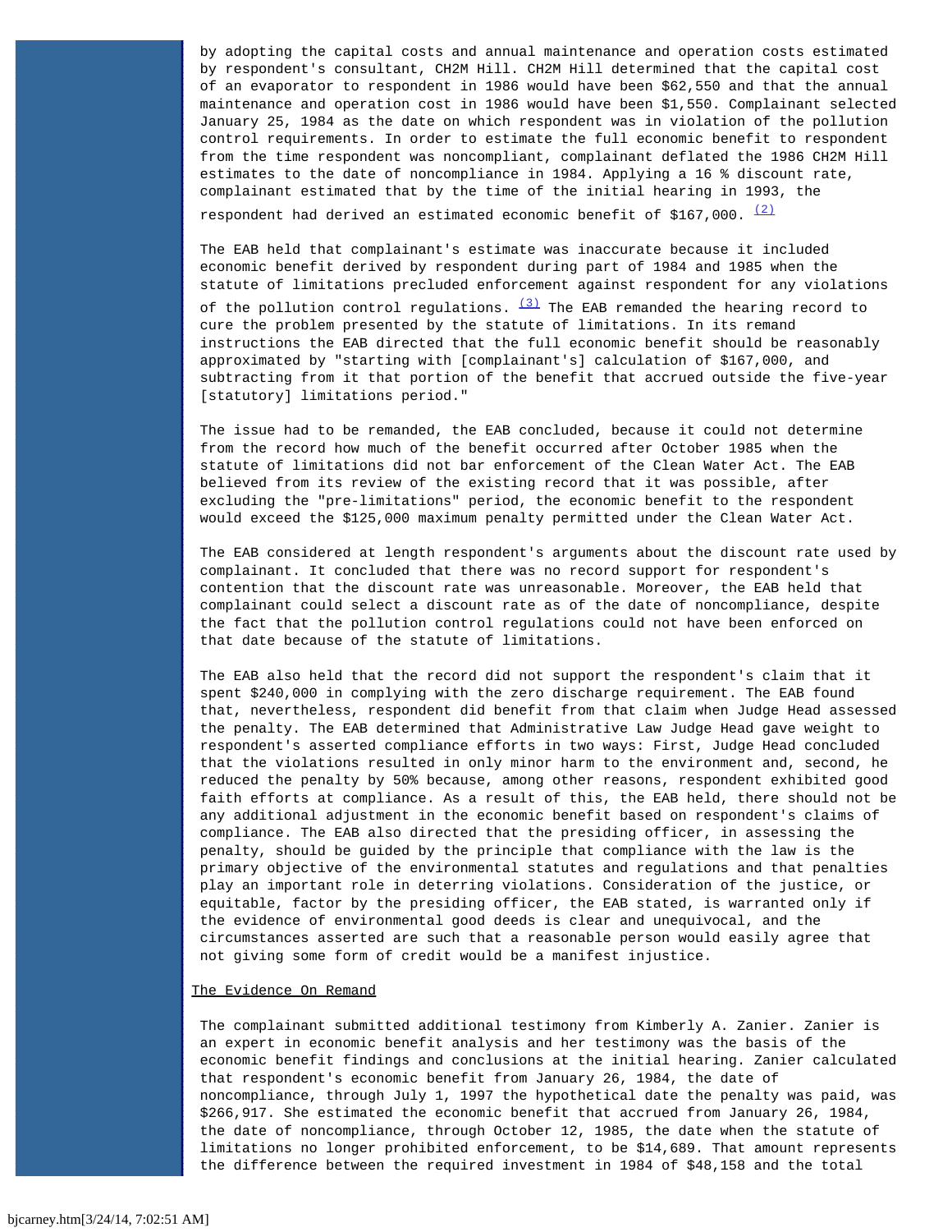by adopting the capital costs and annual maintenance and operation costs estimated by respondent's consultant, CH2M Hill. CH2M Hill determined that the capital cost of an evaporator to respondent in 1986 would have been $62,550 and that the annual maintenance and operation cost in 1986 would have been $1,550. Complainant selected January 25, 1984 as the date on which respondent was in violation of the pollution control requirements. In order to estimate the full economic benefit to respondent from the time respondent was noncompliant, complainant deflated the 1986 CH2M Hill estimates to the date of noncompliance in 1984. Applying a 16 % discount rate, complainant estimated that by the time of the initial hearing in 1993, the respondent had derived an estimated economic benefit of $167,000. [(2)]

The EAB held that complainant's estimate was inaccurate because it included economic benefit derived by respondent during part of 1984 and 1985 when the statute of limitations precluded enforcement against respondent for any violations of the pollution control regulations. [(3)] The EAB remanded the hearing record to cure the problem presented by the statute of limitations. In its remand instructions the EAB directed that the full economic benefit should be reasonably approximated by "starting with [complainant's] calculation of $167,000, and subtracting from it that portion of the benefit that accrued outside the five-year [statutory] limitations period."

The issue had to be remanded, the EAB concluded, because it could not determine from the record how much of the benefit occurred after October 1985 when the statute of limitations did not bar enforcement of the Clean Water Act. The EAB believed from its review of the existing record that it was possible, after excluding the "pre-limitations" period, the economic benefit to the respondent would exceed the $125,000 maximum penalty permitted under the Clean Water Act.

The EAB considered at length respondent's arguments about the discount rate used by complainant. It concluded that there was no record support for respondent's contention that the discount rate was unreasonable. Moreover, the EAB held that complainant could select a discount rate as of the date of noncompliance, despite the fact that the pollution control regulations could not have been enforced on that date because of the statute of limitations.

The EAB also held that the record did not support the respondent's claim that it spent $240,000 in complying with the zero discharge requirement. The EAB found that, nevertheless, respondent did benefit from that claim when Judge Head assessed the penalty. The EAB determined that Administrative Law Judge Head gave weight to respondent's asserted compliance efforts in two ways: First, Judge Head concluded that the violations resulted in only minor harm to the environment and, second, he reduced the penalty by 50% because, among other reasons, respondent exhibited good faith efforts at compliance. As a result of this, the EAB held, there should not be any additional adjustment in the economic benefit based on respondent's claims of compliance. The EAB also directed that the presiding officer, in assessing the penalty, should be guided by the principle that compliance with the law is the primary objective of the environmental statutes and regulations and that penalties play an important role in deterring violations. Consideration of the justice, or equitable, factor by the presiding officer, the EAB stated, is warranted only if the evidence of environmental good deeds is clear and unequivocal, and the circumstances asserted are such that a reasonable person would easily agree that not giving some form of credit would be a manifest injustice.

## The Evidence On Remand

The complainant submitted additional testimony from Kimberly A. Zanier. Zanier is an expert in economic benefit analysis and her testimony was the basis of the economic benefit findings and conclusions at the initial hearing. Zanier calculated that respondent's economic benefit from January 26, 1984, the date of noncompliance, through July 1, 1997 the hypothetical date the penalty was paid, was $266,917. She estimated the economic benefit that accrued from January 26, 1984, the date of noncompliance, through October 12, 1985, the date when the statute of limitations no longer prohibited enforcement, to be $14,689. That amount represents the difference between the required investment in 1984 of $48,158 and the total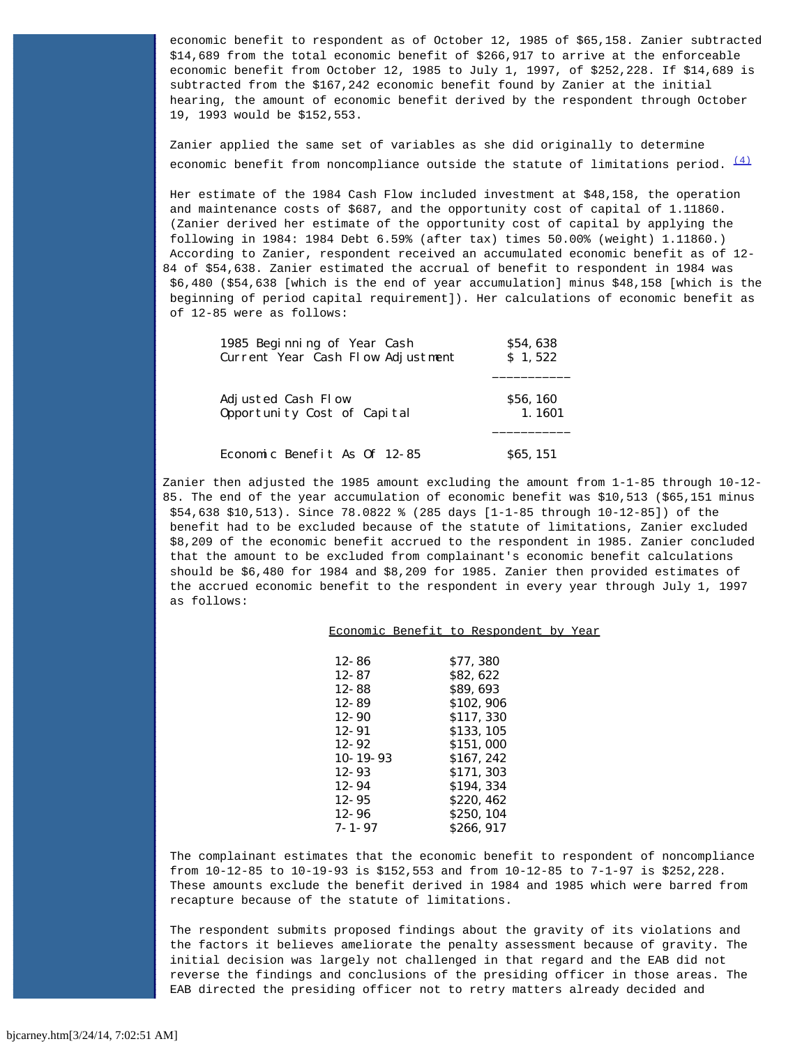economic benefit to respondent as of October 12, 1985 of $65,158. Zanier subtracted $14,689 from the total economic benefit of $266,917 to arrive at the enforceable economic benefit from October 12, 1985 to July 1, 1997, of $252,228. If $14,689 is subtracted from the $167,242 economic benefit found by Zanier at the initial hearing, the amount of economic benefit derived by the respondent through October 19, 1993 would be $152,553.

Zanier applied the same set of variables as she did originally to determine economic benefit from noncompliance outside the statute of limitations period. [(4)]

Her estimate of the 1984 Cash Flow included investment at $48,158, the operation and maintenance costs of $687, and the opportunity cost of capital of 1.11860. (Zanier derived her estimate of the opportunity cost of capital by applying the following in 1984: 1984 Debt 6.59% (after tax) times 50.00% (weight) 1.11860.) According to Zanier, respondent received an accumulated economic benefit as of 12-84 of $54,638. Zanier estimated the accrual of benefit to respondent in 1984 was $6,480 ($54,638 [which is the end of year accumulation] minus $48,158 [which is the beginning of period capital requirement]). Her calculations of economic benefit as of 12-85 were as follows:

| | |
|---|---|
| 1985 Beginning of Year Cash | $54,638 |
| Current Year Cash Flow Adjustment | $ 1,522 |
| Adjusted Cash Flow | $56,160 |
| Opportunity Cost of Capital | 1.1601 |
| Economic Benefit As Of 12-85 | $65,151 |

Zanier then adjusted the 1985 amount excluding the amount from 1-1-85 through 10-12-85. The end of the year accumulation of economic benefit was $10,513 ($65,151 minus $54,638 $10,513). Since 78.0822 % (285 days [1-1-85 through 10-12-85]) of the benefit had to be excluded because of the statute of limitations, Zanier excluded $8,209 of the economic benefit accrued to the respondent in 1985. Zanier concluded that the amount to be excluded from complainant's economic benefit calculations should be $6,480 for 1984 and $8,209 for 1985. Zanier then provided estimates of the accrued economic benefit to the respondent in every year through July 1, 1997 as follows:

<u>Economic Benefit to Respondent by Year</u>

| | |
|---|---|
| 12-86 | $77,380 |
| 12-87 | $82,622 |
| 12-88 | $89,693 |
| 12-89 | $102,906 |
| 12-90 | $117,330 |
| 12-91 | $133,105 |
| 12-92 | $151,000 |
| 10-19-93 | $167,242 |
| 12-93 | $171,303 |
| 12-94 | $194,334 |
| 12-95 | $220,462 |
| 12-96 | $250,104 |
| 7-1-97 | $266,917 |

The complainant estimates that the economic benefit to respondent of noncompliance from 10-12-85 to 10-19-93 is $152,553 and from 10-12-85 to 7-1-97 is $252,228. These amounts exclude the benefit derived in 1984 and 1985 which were barred from recapture because of the statute of limitations.

The respondent submits proposed findings about the gravity of its violations and the factors it believes ameliorate the penalty assessment because of gravity. The initial decision was largely not challenged in that regard and the EAB did not reverse the findings and conclusions of the presiding officer in those areas. The EAB directed the presiding officer not to retry matters already decided and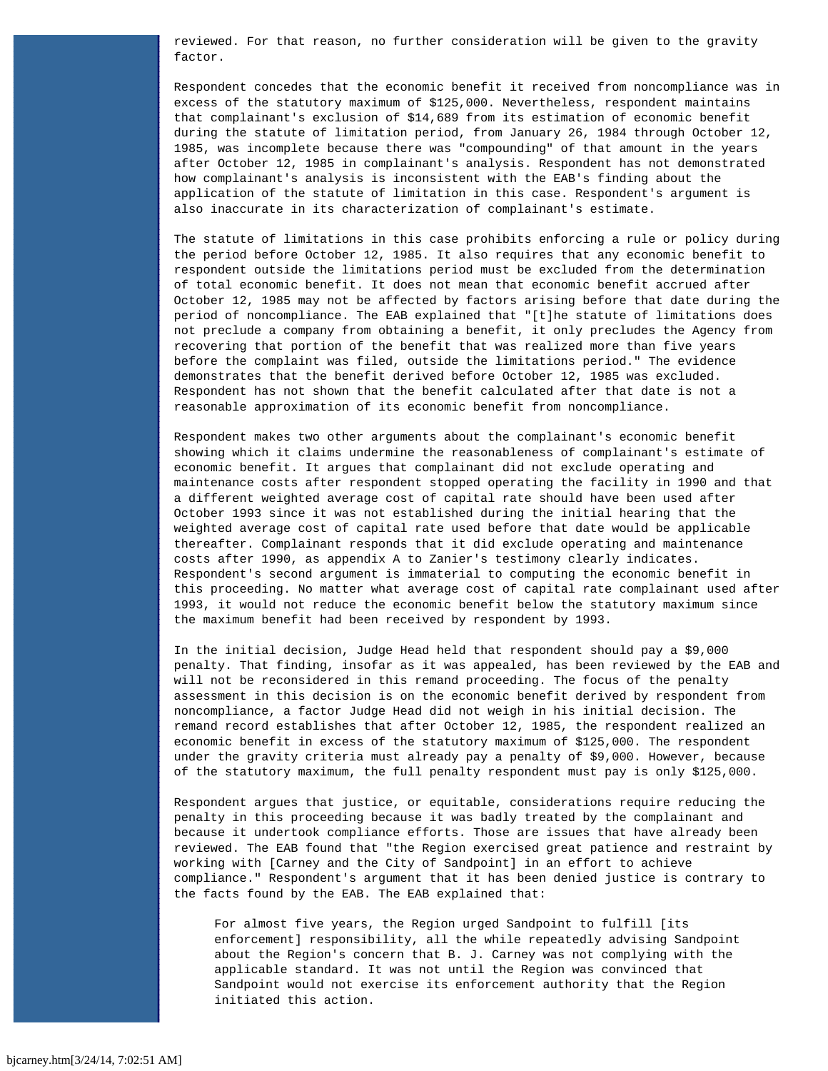reviewed. For that reason, no further consideration will be given to the gravity factor.

Respondent concedes that the economic benefit it received from noncompliance was in excess of the statutory maximum of $125,000. Nevertheless, respondent maintains that complainant's exclusion of $14,689 from its estimation of economic benefit during the statute of limitation period, from January 26, 1984 through October 12, 1985, was incomplete because there was "compounding" of that amount in the years after October 12, 1985 in complainant's analysis. Respondent has not demonstrated how complainant's analysis is inconsistent with the EAB's finding about the application of the statute of limitation in this case. Respondent's argument is also inaccurate in its characterization of complainant's estimate.

The statute of limitations in this case prohibits enforcing a rule or policy during the period before October 12, 1985. It also requires that any economic benefit to respondent outside the limitations period must be excluded from the determination of total economic benefit. It does not mean that economic benefit accrued after October 12, 1985 may not be affected by factors arising before that date during the period of noncompliance. The EAB explained that "[t]he statute of limitations does not preclude a company from obtaining a benefit, it only precludes the Agency from recovering that portion of the benefit that was realized more than five years before the complaint was filed, outside the limitations period." The evidence demonstrates that the benefit derived before October 12, 1985 was excluded. Respondent has not shown that the benefit calculated after that date is not a reasonable approximation of its economic benefit from noncompliance.

Respondent makes two other arguments about the complainant's economic benefit showing which it claims undermine the reasonableness of complainant's estimate of economic benefit. It argues that complainant did not exclude operating and maintenance costs after respondent stopped operating the facility in 1990 and that a different weighted average cost of capital rate should have been used after October 1993 since it was not established during the initial hearing that the weighted average cost of capital rate used before that date would be applicable thereafter. Complainant responds that it did exclude operating and maintenance costs after 1990, as appendix A to Zanier's testimony clearly indicates. Respondent's second argument is immaterial to computing the economic benefit in this proceeding. No matter what average cost of capital rate complainant used after 1993, it would not reduce the economic benefit below the statutory maximum since the maximum benefit had been received by respondent by 1993.

In the initial decision, Judge Head held that respondent should pay a $9,000 penalty. That finding, insofar as it was appealed, has been reviewed by the EAB and will not be reconsidered in this remand proceeding. The focus of the penalty assessment in this decision is on the economic benefit derived by respondent from noncompliance, a factor Judge Head did not weigh in his initial decision. The remand record establishes that after October 12, 1985, the respondent realized an economic benefit in excess of the statutory maximum of $125,000. The respondent under the gravity criteria must already pay a penalty of $9,000. However, because of the statutory maximum, the full penalty respondent must pay is only $125,000.

Respondent argues that justice, or equitable, considerations require reducing the penalty in this proceeding because it was badly treated by the complainant and because it undertook compliance efforts. Those are issues that have already been reviewed. The EAB found that "the Region exercised great patience and restraint by working with [Carney and the City of Sandpoint] in an effort to achieve compliance." Respondent's argument that it has been denied justice is contrary to the facts found by the EAB. The EAB explained that:

> For almost five years, the Region urged Sandpoint to fulfill [its enforcement] responsibility, all the while repeatedly advising Sandpoint about the Region's concern that B. J. Carney was not complying with the applicable standard. It was not until the Region was convinced that Sandpoint would not exercise its enforcement authority that the Region initiated this action.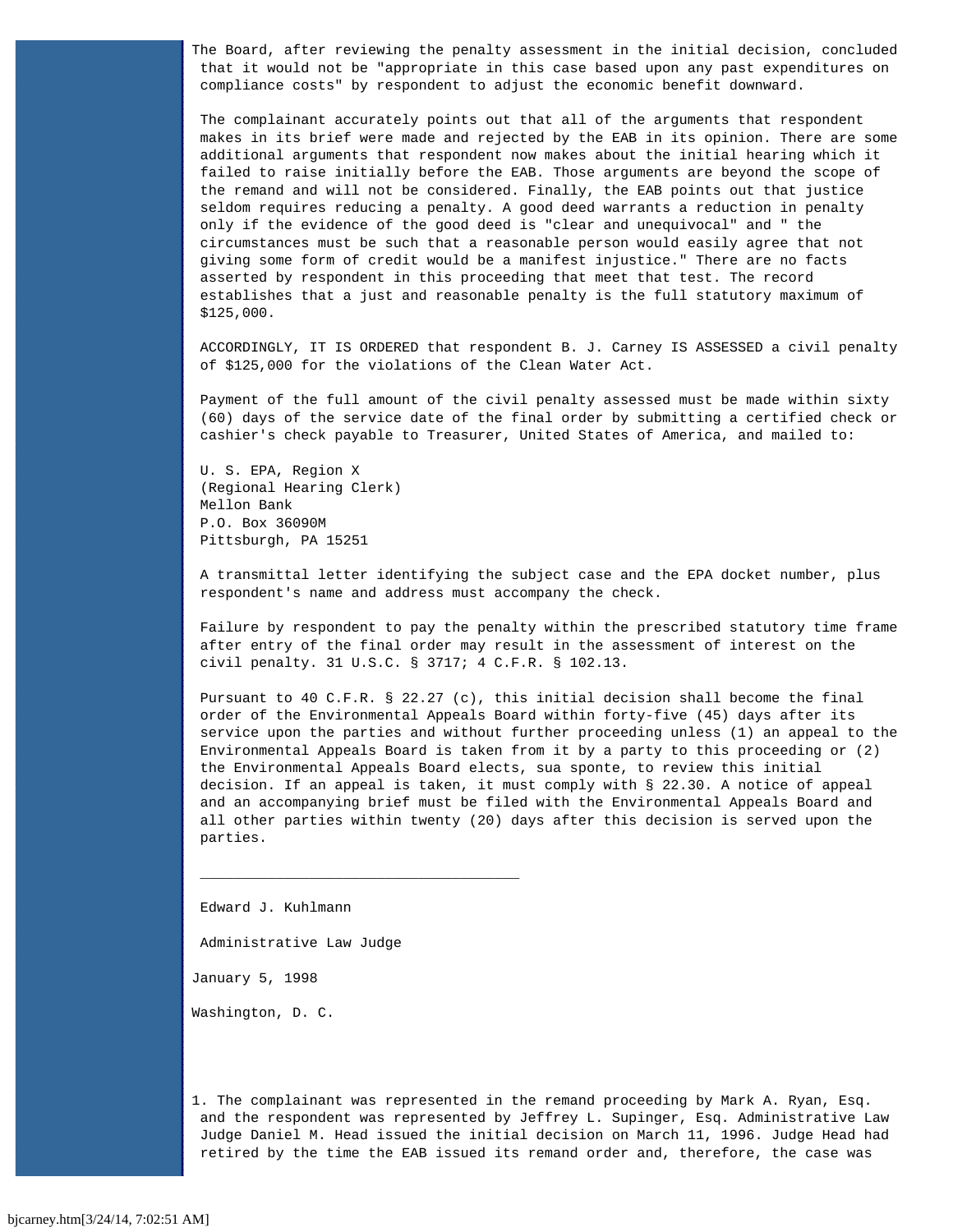The Board, after reviewing the penalty assessment in the initial decision, concluded that it would not be "appropriate in this case based upon any past expenditures on compliance costs" by respondent to adjust the economic benefit downward.

The complainant accurately points out that all of the arguments that respondent makes in its brief were made and rejected by the EAB in its opinion. There are some additional arguments that respondent now makes about the initial hearing which it failed to raise initially before the EAB. Those arguments are beyond the scope of the remand and will not be considered. Finally, the EAB points out that justice seldom requires reducing a penalty. A good deed warrants a reduction in penalty only if the evidence of the good deed is "clear and unequivocal" and " the circumstances must be such that a reasonable person would easily agree that not giving some form of credit would be a manifest injustice." There are no facts asserted by respondent in this proceeding that meet that test. The record establishes that a just and reasonable penalty is the full statutory maximum of $125,000.

ACCORDINGLY, IT IS ORDERED that respondent B. J. Carney IS ASSESSED a civil penalty of $125,000 for the violations of the Clean Water Act.

Payment of the full amount of the civil penalty assessed must be made within sixty (60) days of the service date of the final order by submitting a certified check or cashier's check payable to Treasurer, United States of America, and mailed to:

U. S. EPA, Region X
(Regional Hearing Clerk)
Mellon Bank
P.O. Box 36090M
Pittsburgh, PA 15251

A transmittal letter identifying the subject case and the EPA docket number, plus respondent's name and address must accompany the check.

Failure by respondent to pay the penalty within the prescribed statutory time frame after entry of the final order may result in the assessment of interest on the civil penalty. 31 U.S.C. § 3717; 4 C.F.R. § 102.13.

Pursuant to 40 C.F.R. § 22.27 (c), this initial decision shall become the final order of the Environmental Appeals Board within forty-five (45) days after its service upon the parties and without further proceeding unless (1) an appeal to the Environmental Appeals Board is taken from it by a party to this proceeding or (2) the Environmental Appeals Board elects, sua sponte, to review this initial decision. If an appeal is taken, it must comply with § 22.30. A notice of appeal and an accompanying brief must be filed with the Environmental Appeals Board and all other parties within twenty (20) days after this decision is served upon the parties.

\_\_\_\_\_\_\_\_\_\_\_\_\_\_\_\_\_\_\_\_\_\_\_\_\_\_\_\_\_\_\_\_\_\_\_\_\_

Edward J. Kuhlmann

Administrative Law Judge

January 5, 1998

Washington, D. C.

1. The complainant was represented in the remand proceeding by Mark A. Ryan, Esq. and the respondent was represented by Jeffrey L. Supinger, Esq. Administrative Law Judge Daniel M. Head issued the initial decision on March 11, 1996. Judge Head had retired by the time the EAB issued its remand order and, therefore, the case was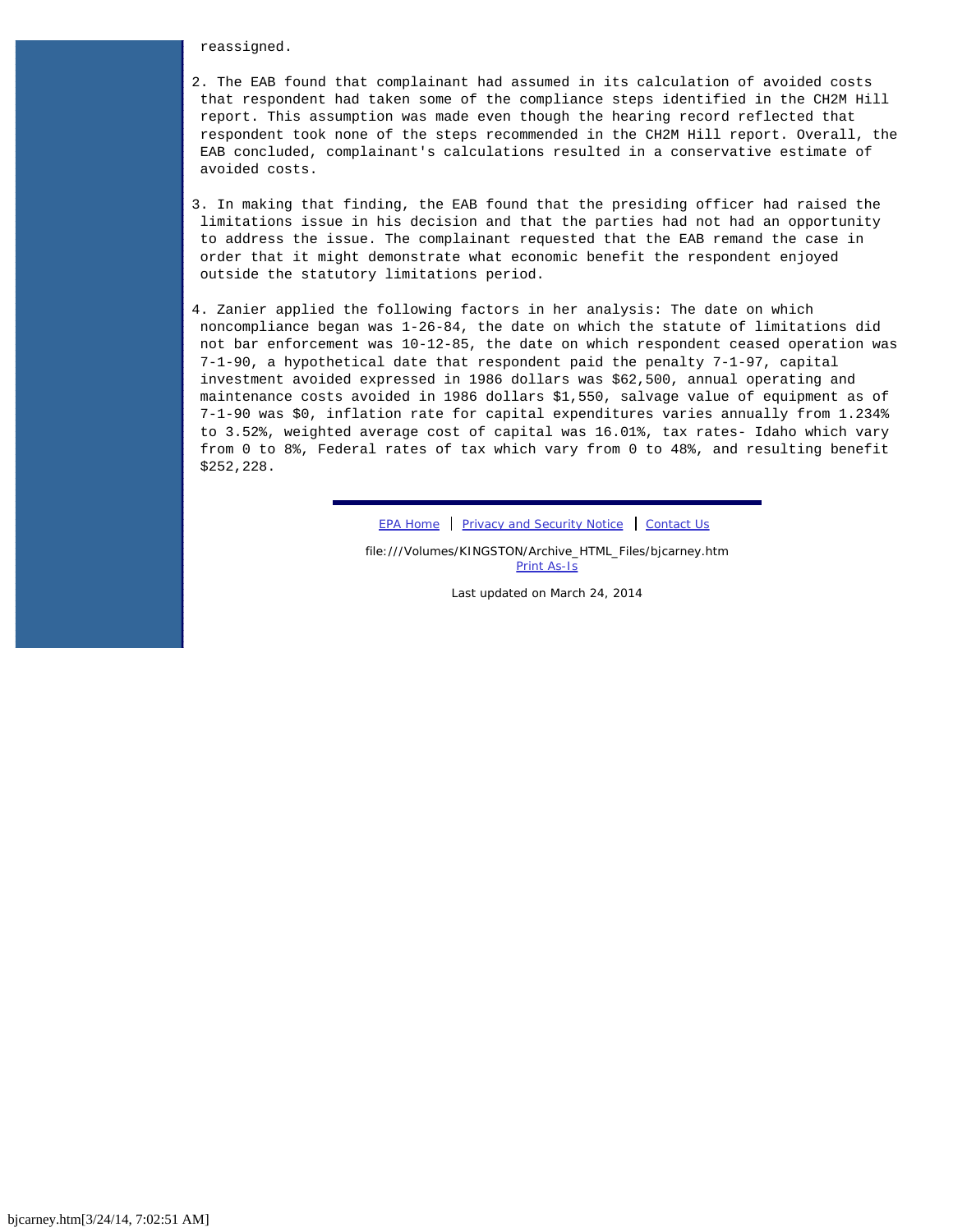reassigned.

2. The EAB found that complainant had assumed in its calculation of avoided costs that respondent had taken some of the compliance steps identified in the CH2M Hill report. This assumption was made even though the hearing record reflected that respondent took none of the steps recommended in the CH2M Hill report. Overall, the EAB concluded, complainant's calculations resulted in a conservative estimate of avoided costs.

3. In making that finding, the EAB found that the presiding officer had raised the limitations issue in his decision and that the parties had not had an opportunity to address the issue. The complainant requested that the EAB remand the case in order that it might demonstrate what economic benefit the respondent enjoyed outside the statutory limitations period.

4. Zanier applied the following factors in her analysis: The date on which noncompliance began was 1-26-84, the date on which the statute of limitations did not bar enforcement was 10-12-85, the date on which respondent ceased operation was 7-1-90, a hypothetical date that respondent paid the penalty 7-1-97, capital investment avoided expressed in 1986 dollars was $62,500, annual operating and maintenance costs avoided in 1986 dollars $1,550, salvage value of equipment as of 7-1-90 was $0, inflation rate for capital expenditures varies annually from 1.234% to 3.52%, weighted average cost of capital was 16.01%, tax rates- Idaho which vary from 0 to 8%, Federal rates of tax which vary from 0 to 48%, and resulting benefit $252,228.

EPA Home | Privacy and Security Notice | Contact Us

file:///Volumes/KINGSTON/Archive_HTML_Files/bjcarney.htm
Print As-Is

Last updated on March 24, 2014